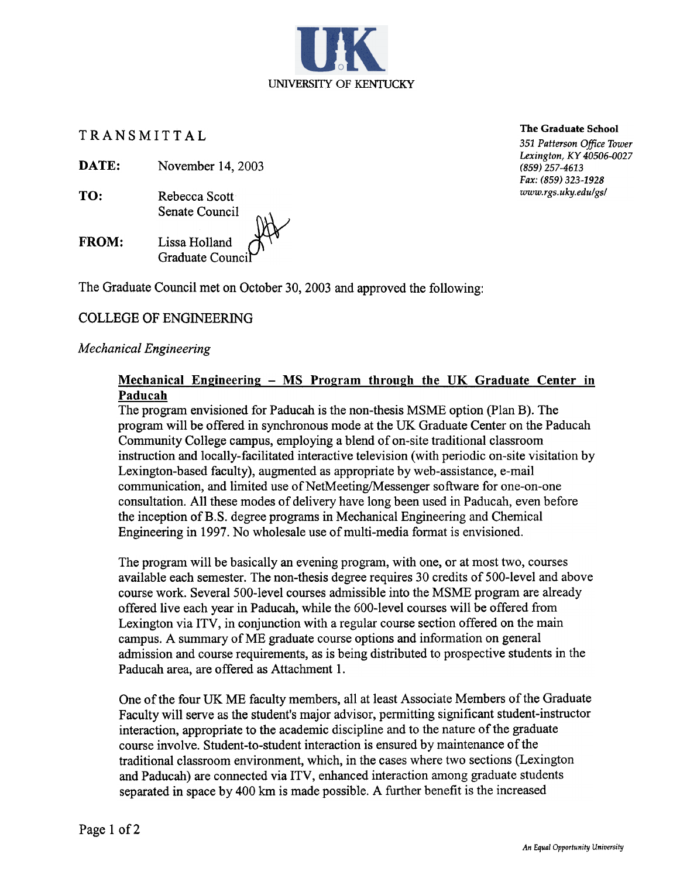UNIVERSITY OF KENTUCKY

# TRANSMITTAL

**The Graduate School**
*351 Patterson Office Tower*
*Lexington, KY 40506-0027*
*(859) 257-4613*
*Fax: (859) 323-1928*
*www.rgs.uky.edu/gs/*

**DATE:** November 14, 2003

**TO:** Rebecca Scott
Senate Council

**FROM:** Lissa Holland
Graduate Council

The Graduate Council met on October 30, 2003 and approved the following:

## COLLEGE OF ENGINEERING

*Mechanical Engineering*

**Mechanical Engineering – MS Program through the UK Graduate Center in Paducah**

The program envisioned for Paducah is the non-thesis MSME option (Plan B). The program will be offered in synchronous mode at the UK Graduate Center on the Paducah Community College campus, employing a blend of on-site traditional classroom instruction and locally-facilitated interactive television (with periodic on-site visitation by Lexington-based faculty), augmented as appropriate by web-assistance, e-mail communication, and limited use of NetMeeting/Messenger software for one-on-one consultation. All these modes of delivery have long been used in Paducah, even before the inception of B.S. degree programs in Mechanical Engineering and Chemical Engineering in 1997. No wholesale use of multi-media format is envisioned.

The program will be basically an evening program, with one, or at most two, courses available each semester. The non-thesis degree requires 30 credits of 500-level and above course work. Several 500-level courses admissible into the MSME program are already offered live each year in Paducah, while the 600-level courses will be offered from Lexington via ITV, in conjunction with a regular course section offered on the main campus. A summary of ME graduate course options and information on general admission and course requirements, as is being distributed to prospective students in the Paducah area, are offered as Attachment 1.

One of the four UK ME faculty members, all at least Associate Members of the Graduate Faculty will serve as the student's major advisor, permitting significant student-instructor interaction, appropriate to the academic discipline and to the nature of the graduate course involve. Student-to-student interaction is ensured by maintenance of the traditional classroom environment, which, in the cases where two sections (Lexington and Paducah) are connected via ITV, enhanced interaction among graduate students separated in space by 400 km is made possible. A further benefit is the increased

An Equal Opportunity University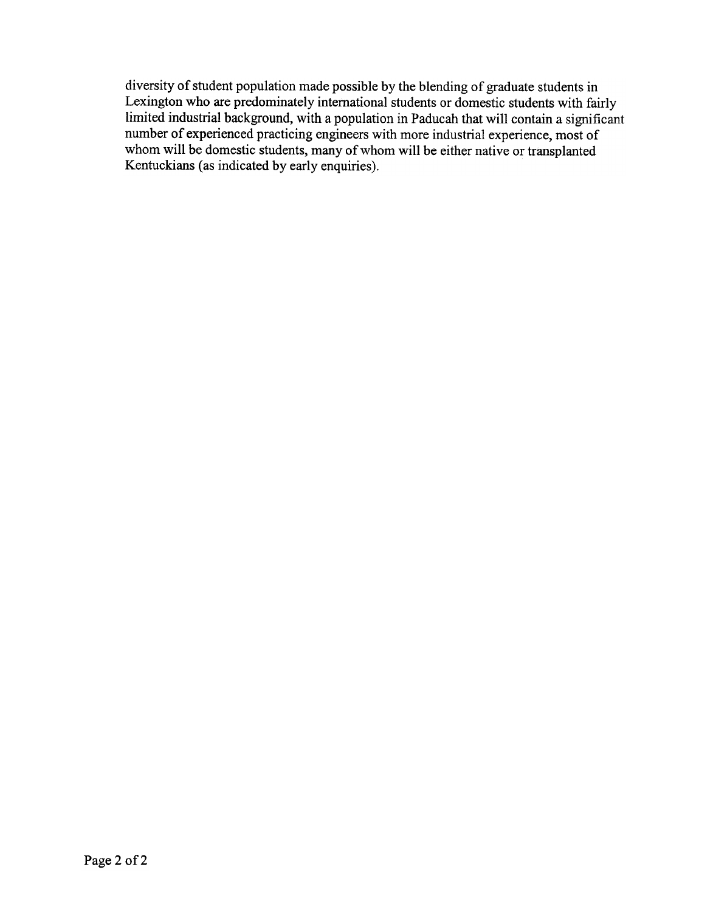diversity of student population made possible by the blending of graduate students in Lexington who are predominately international students or domestic students with fairly limited industrial background, with a population in Paducah that will contain a significant number of experienced practicing engineers with more industrial experience, most of whom will be domestic students, many of whom will be either native or transplanted Kentuckians (as indicated by early enquiries).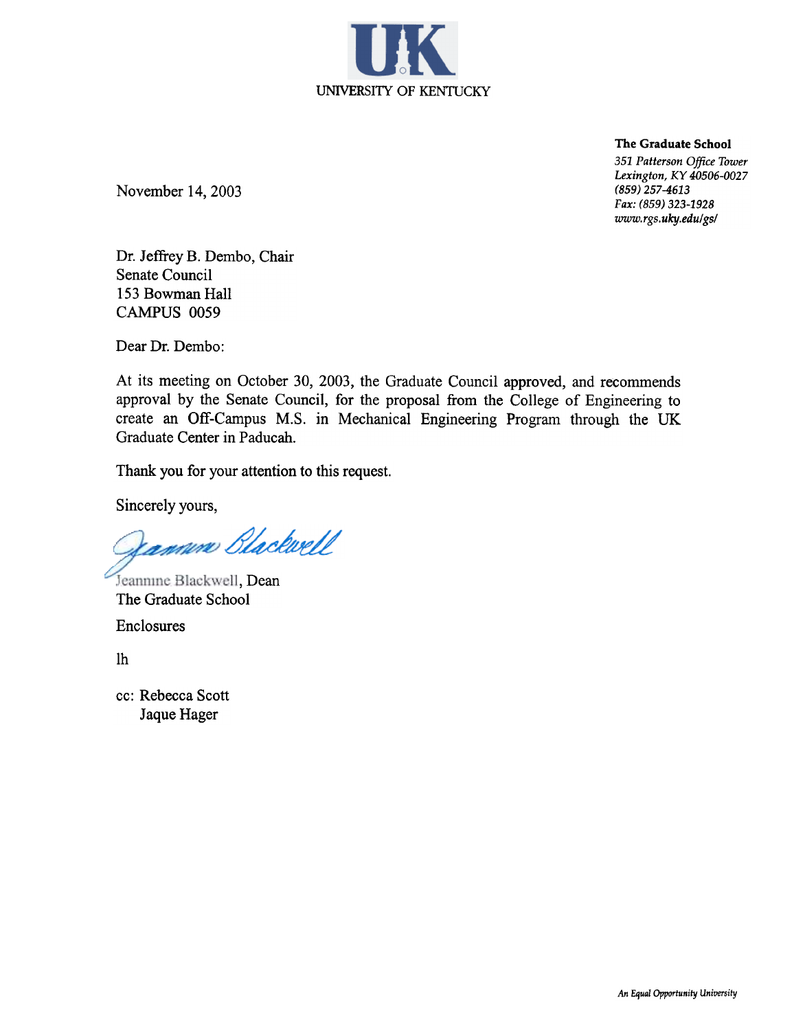UK

UNIVERSITY OF KENTUCKY

**The Graduate School**
*351 Patterson Office Tower*
*Lexington, KY 40506-0027*
*(859) 257-4613*
*Fax: (859) 323-1928*
*www.rgs.uky.edu/gs/*

November 14, 2003

Dr. Jeffrey B. Dembo, Chair
Senate Council
153 Bowman Hall
CAMPUS 0059

Dear Dr. Dembo:

At its meeting on October 30, 2003, the Graduate Council approved, and recommends approval by the Senate Council, for the proposal from the College of Engineering to create an Off-Campus M.S. in Mechanical Engineering Program through the UK Graduate Center in Paducah.

Thank you for your attention to this request.

Sincerely yours,

Jeannine Blackwell

Jeannine Blackwell, Dean
The Graduate School

Enclosures

lh

cc: Rebecca Scott
Jaque Hager

*An Equal Opportunity University*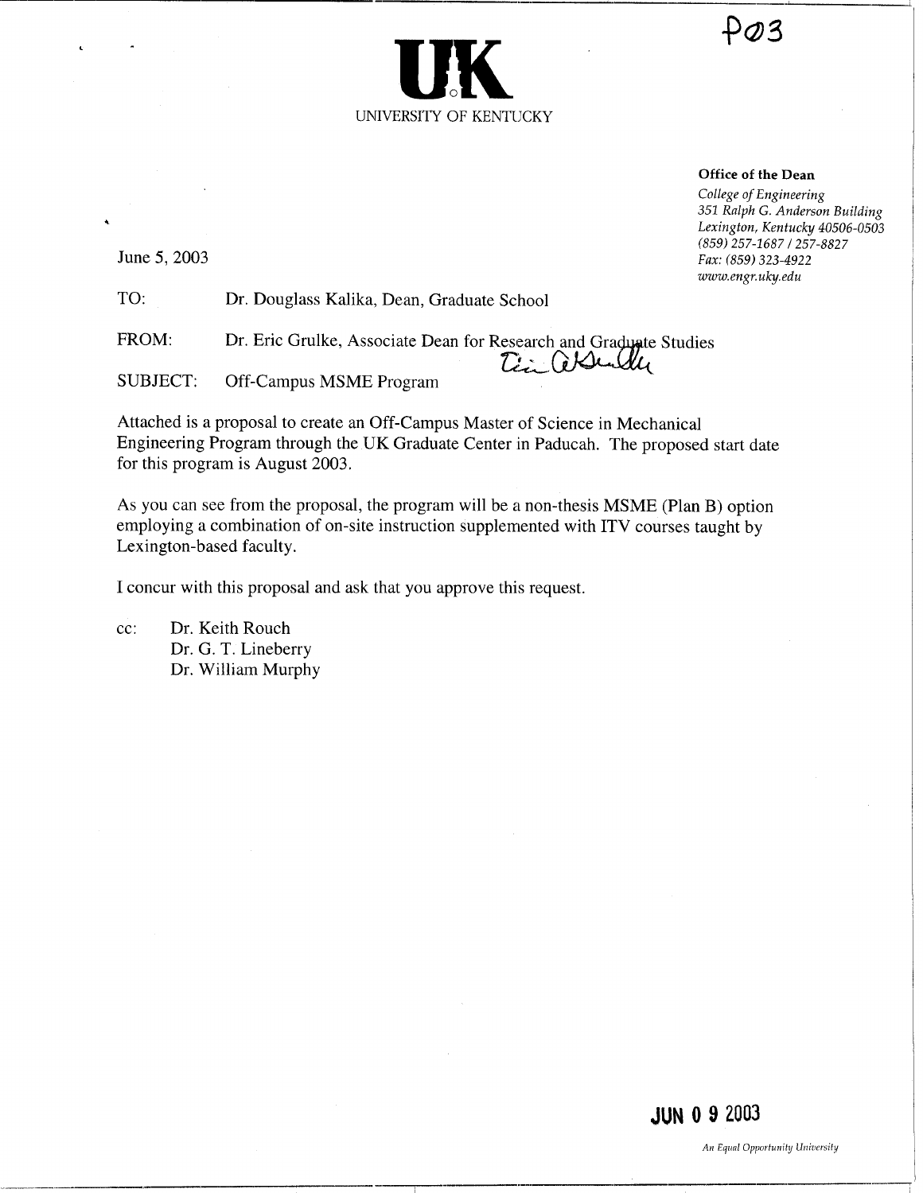P03

**UK**

UNIVERSITY OF KENTUCKY

**Office of the Dean**

*College of Engineering*
*351 Ralph G. Anderson Building*
*Lexington, Kentucky 40506-0503*
*(859) 257-1687 / 257-8827*
*Fax: (859) 323-4922*
*www.engr.uky.edu*

June 5, 2003

TO: Dr. Douglass Kalika, Dean, Graduate School

FROM: Dr. Eric Grulke, Associate Dean for Research and Graduate Studies

SUBJECT: Off-Campus MSME Program

Attached is a proposal to create an Off-Campus Master of Science in Mechanical Engineering Program through the UK Graduate Center in Paducah. The proposed start date for this program is August 2003.

As you can see from the proposal, the program will be a non-thesis MSME (Plan B) option employing a combination of on-site instruction supplemented with ITV courses taught by Lexington-based faculty.

I concur with this proposal and ask that you approve this request.

cc: Dr. Keith Rouch
Dr. G. T. Lineberry
Dr. William Murphy

JUN 0 9 2003

*An Equal Opportunity University*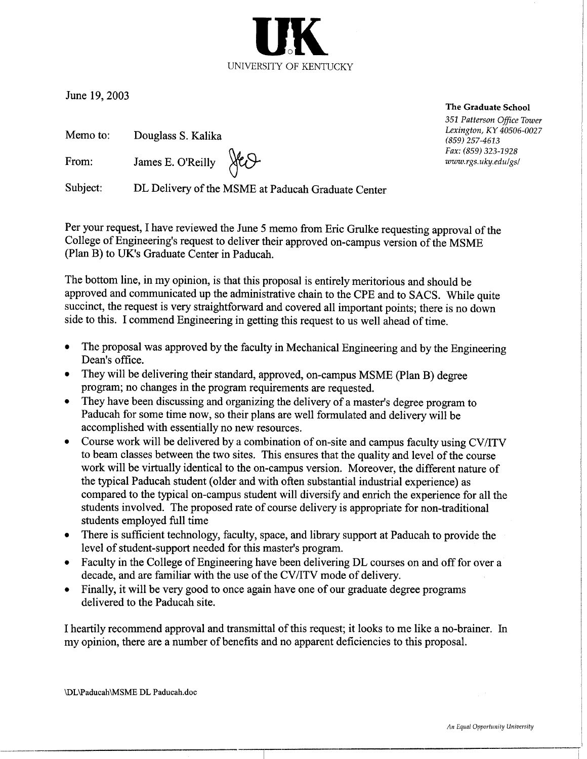UK

UNIVERSITY OF KENTUCKY

June 19, 2003

**The Graduate School**
*351 Patterson Office Tower*
*Lexington, KY 40506-0027*
*(859) 257-4613*
*Fax: (859) 323-1928*
*www.rgs.uky.edu/gs/*

Memo to: Douglass S. Kalika

From: James E. O'Reilly

Subject: DL Delivery of the MSME at Paducah Graduate Center

Per your request, I have reviewed the June 5 memo from Eric Grulke requesting approval of the College of Engineering's request to deliver their approved on-campus version of the MSME (Plan B) to UK's Graduate Center in Paducah.

The bottom line, in my opinion, is that this proposal is entirely meritorious and should be approved and communicated up the administrative chain to the CPE and to SACS. While quite succinct, the request is very straightforward and covered all important points; there is no down side to this. I commend Engineering in getting this request to us well ahead of time.

- The proposal was approved by the faculty in Mechanical Engineering and by the Engineering Dean's office.
- They will be delivering their standard, approved, on-campus MSME (Plan B) degree program; no changes in the program requirements are requested.
- They have been discussing and organizing the delivery of a master's degree program to Paducah for some time now, so their plans are well formulated and delivery will be accomplished with essentially no new resources.
- Course work will be delivered by a combination of on-site and campus faculty using CV/ITV to beam classes between the two sites. This ensures that the quality and level of the course work will be virtually identical to the on-campus version. Moreover, the different nature of the typical Paducah student (older and with often substantial industrial experience) as compared to the typical on-campus student will diversify and enrich the experience for all the students involved. The proposed rate of course delivery is appropriate for non-traditional students employed full time
- There is sufficient technology, faculty, space, and library support at Paducah to provide the level of student-support needed for this master's program.
- Faculty in the College of Engineering have been delivering DL courses on and off for over a decade, and are familiar with the use of the CV/ITV mode of delivery.
- Finally, it will be very good to once again have one of our graduate degree programs delivered to the Paducah site.

I heartily recommend approval and transmittal of this request; it looks to me like a no-brainer. In my opinion, there are a number of benefits and no apparent deficiencies to this proposal.

\DL\Paducah\MSME DL Paducah.doc

*An Equal Opportunity University*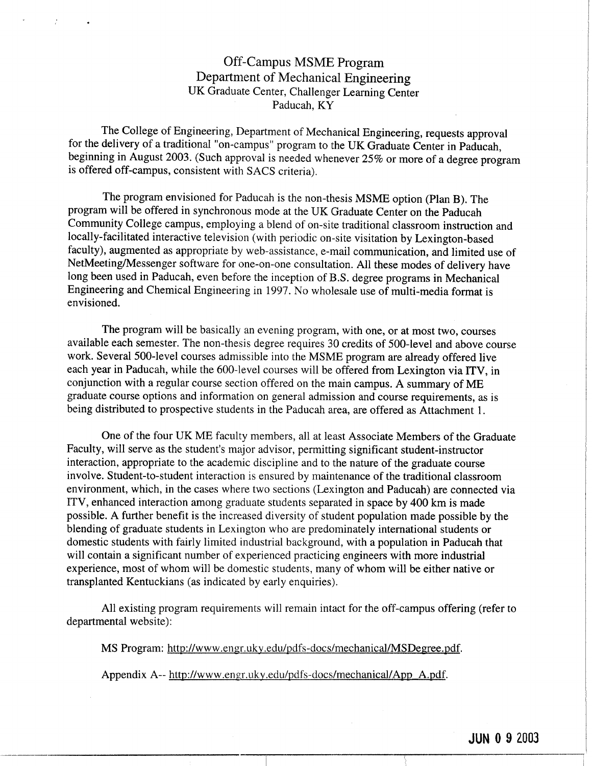# Off-Campus MSME Program
## Department of Mechanical Engineering
### UK Graduate Center, Challenger Learning Center
### Paducah, KY

The College of Engineering, Department of Mechanical Engineering, requests approval for the delivery of a traditional "on-campus" program to the UK Graduate Center in Paducah, beginning in August 2003. (Such approval is needed whenever 25% or more of a degree program is offered off-campus, consistent with SACS criteria).

The program envisioned for Paducah is the non-thesis MSME option (Plan B). The program will be offered in synchronous mode at the UK Graduate Center on the Paducah Community College campus, employing a blend of on-site traditional classroom instruction and locally-facilitated interactive television (with periodic on-site visitation by Lexington-based faculty), augmented as appropriate by web-assistance, e-mail communication, and limited use of NetMeeting/Messenger software for one-on-one consultation. All these modes of delivery have long been used in Paducah, even before the inception of B.S. degree programs in Mechanical Engineering and Chemical Engineering in 1997. No wholesale use of multi-media format is envisioned.

The program will be basically an evening program, with one, or at most two, courses available each semester. The non-thesis degree requires 30 credits of 500-level and above course work. Several 500-level courses admissible into the MSME program are already offered live each year in Paducah, while the 600-level courses will be offered from Lexington via ITV, in conjunction with a regular course section offered on the main campus. A summary of ME graduate course options and information on general admission and course requirements, as is being distributed to prospective students in the Paducah area, are offered as Attachment 1.

One of the four UK ME faculty members, all at least Associate Members of the Graduate Faculty, will serve as the student's major advisor, permitting significant student-instructor interaction, appropriate to the academic discipline and to the nature of the graduate course involve. Student-to-student interaction is ensured by maintenance of the traditional classroom environment, which, in the cases where two sections (Lexington and Paducah) are connected via ITV, enhanced interaction among graduate students separated in space by 400 km is made possible. A further benefit is the increased diversity of student population made possible by the blending of graduate students in Lexington who are predominately international students or domestic students with fairly limited industrial background, with a population in Paducah that will contain a significant number of experienced practicing engineers with more industrial experience, most of whom will be domestic students, many of whom will be either native or transplanted Kentuckians (as indicated by early enquiries).

All existing program requirements will remain intact for the off-campus offering (refer to departmental website):

MS Program: http://www.engr.uky.edu/pdfs-docs/mechanical/MSDegree.pdf.

Appendix A-- http://www.engr.uky.edu/pdfs-docs/mechanical/App_A.pdf.

JUN 0 9 2003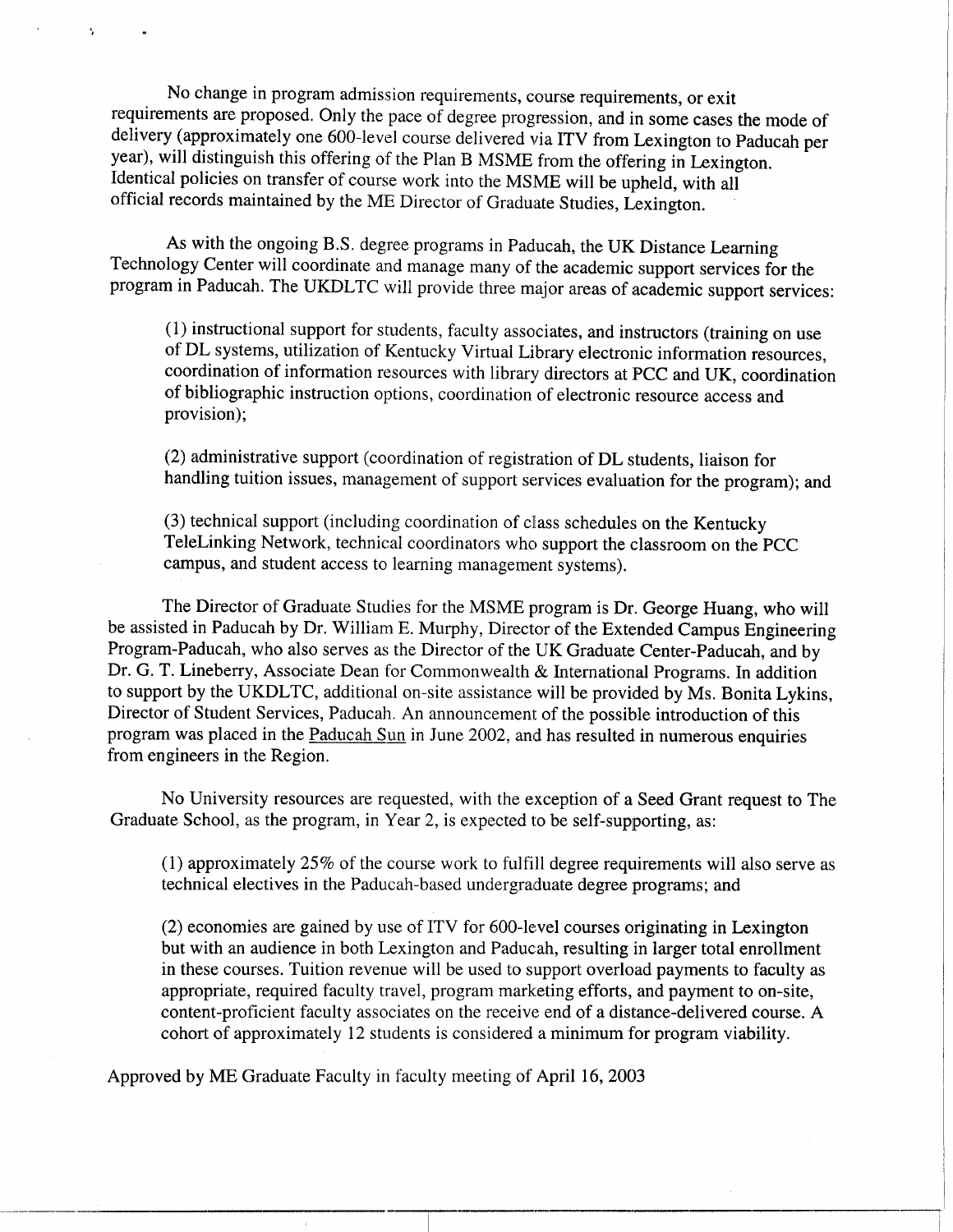No change in program admission requirements, course requirements, or exit requirements are proposed. Only the pace of degree progression, and in some cases the mode of delivery (approximately one 600-level course delivered via ITV from Lexington to Paducah per year), will distinguish this offering of the Plan B MSME from the offering in Lexington. Identical policies on transfer of course work into the MSME will be upheld, with all official records maintained by the ME Director of Graduate Studies, Lexington.

As with the ongoing B.S. degree programs in Paducah, the UK Distance Learning Technology Center will coordinate and manage many of the academic support services for the program in Paducah. The UKDLTC will provide three major areas of academic support services:

(1) instructional support for students, faculty associates, and instructors (training on use of DL systems, utilization of Kentucky Virtual Library electronic information resources, coordination of information resources with library directors at PCC and UK, coordination of bibliographic instruction options, coordination of electronic resource access and provision);

(2) administrative support (coordination of registration of DL students, liaison for handling tuition issues, management of support services evaluation for the program); and

(3) technical support (including coordination of class schedules on the Kentucky TeleLinking Network, technical coordinators who support the classroom on the PCC campus, and student access to learning management systems).

The Director of Graduate Studies for the MSME program is Dr. George Huang, who will be assisted in Paducah by Dr. William E. Murphy, Director of the Extended Campus Engineering Program-Paducah, who also serves as the Director of the UK Graduate Center-Paducah, and by Dr. G. T. Lineberry, Associate Dean for Commonwealth & International Programs. In addition to support by the UKDLTC, additional on-site assistance will be provided by Ms. Bonita Lykins, Director of Student Services, Paducah. An announcement of the possible introduction of this program was placed in the Paducah Sun in June 2002, and has resulted in numerous enquiries from engineers in the Region.

No University resources are requested, with the exception of a Seed Grant request to The Graduate School, as the program, in Year 2, is expected to be self-supporting, as:

(1) approximately 25% of the course work to fulfill degree requirements will also serve as technical electives in the Paducah-based undergraduate degree programs; and

(2) economies are gained by use of ITV for 600-level courses originating in Lexington but with an audience in both Lexington and Paducah, resulting in larger total enrollment in these courses. Tuition revenue will be used to support overload payments to faculty as appropriate, required faculty travel, program marketing efforts, and payment to on-site, content-proficient faculty associates on the receive end of a distance-delivered course. A cohort of approximately 12 students is considered a minimum for program viability.

Approved by ME Graduate Faculty in faculty meeting of April 16, 2003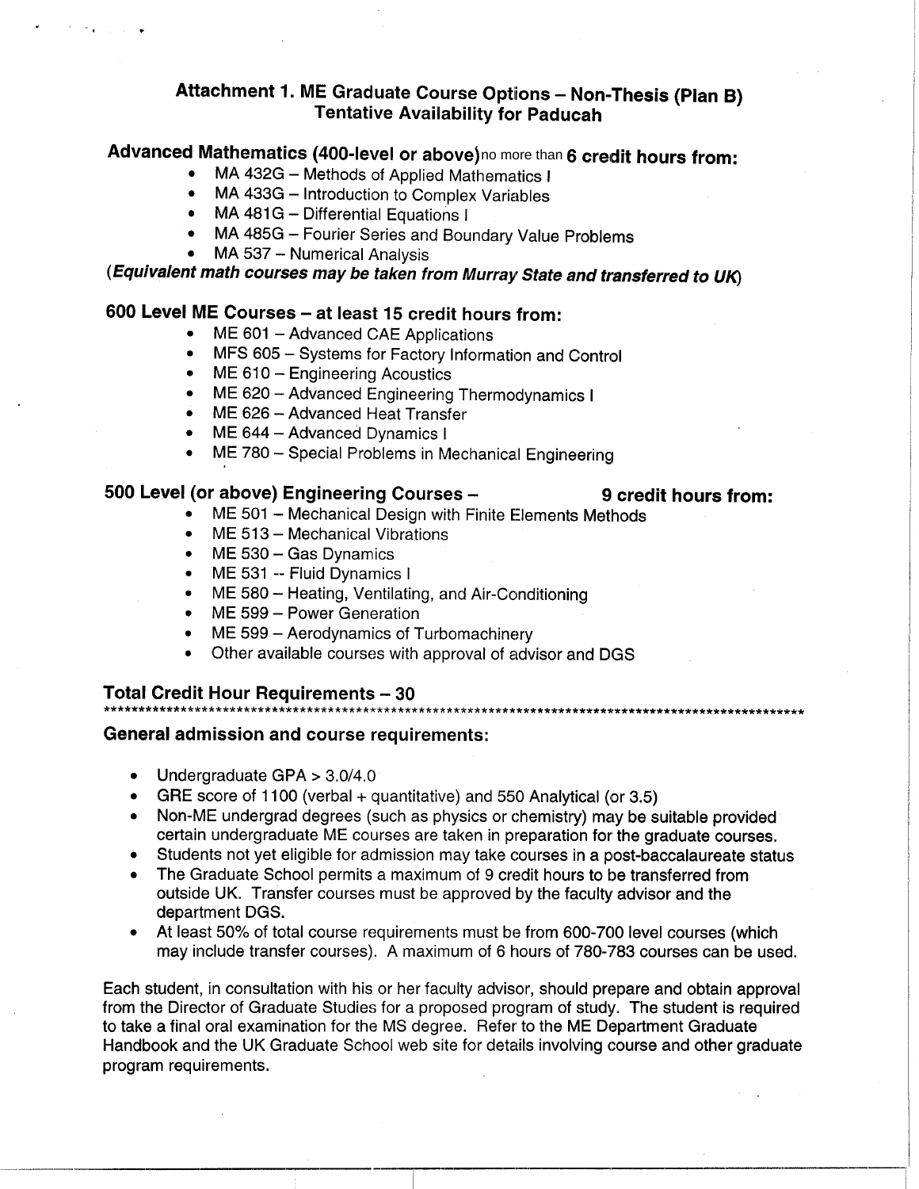## Attachment 1. ME Graduate Course Options – Non-Thesis (Plan B)
## Tentative Availability for Paducah

### Advanced Mathematics (400-level or above) no more than 6 credit hours from:

- MA 432G – Methods of Applied Mathematics I
- MA 433G – Introduction to Complex Variables
- MA 481G – Differential Equations I
- MA 485G – Fourier Series and Boundary Value Problems
- MA 537 – Numerical Analysis

**(*Equivalent math courses may be taken from Murray State and transferred to UK*)**

### 600 Level ME Courses – at least 15 credit hours from:

- ME 601 – Advanced CAE Applications
- MFS 605 – Systems for Factory Information and Control
- ME 610 – Engineering Acoustics
- ME 620 – Advanced Engineering Thermodynamics I
- ME 626 – Advanced Heat Transfer
- ME 644 – Advanced Dynamics I
- ME 780 – Special Problems in Mechanical Engineering

### 500 Level (or above) Engineering Courses – 9 credit hours from:

- ME 501 – Mechanical Design with Finite Elements Methods
- ME 513 – Mechanical Vibrations
- ME 530 – Gas Dynamics
- ME 531 -- Fluid Dynamics I
- ME 580 – Heating, Ventilating, and Air-Conditioning
- ME 599 – Power Generation
- ME 599 – Aerodynamics of Turbomachinery
- Other available courses with approval of advisor and DGS

### Total Credit Hour Requirements – 30

***************************************************************************************************

### General admission and course requirements:

- Undergraduate GPA > 3.0/4.0
- GRE score of 1100 (verbal + quantitative) and 550 Analytical (or 3.5)
- Non-ME undergrad degrees (such as physics or chemistry) may be suitable provided certain undergraduate ME courses are taken in preparation for the graduate courses.
- Students not yet eligible for admission may take courses in a post-baccalaureate status
- The Graduate School permits a maximum of 9 credit hours to be transferred from outside UK. Transfer courses must be approved by the faculty advisor and the department DGS.
- At least 50% of total course requirements must be from 600-700 level courses (which may include transfer courses). A maximum of 6 hours of 780-783 courses can be used.

Each student, in consultation with his or her faculty advisor, should prepare and obtain approval from the Director of Graduate Studies for a proposed program of study. The student is required to take a final oral examination for the MS degree. Refer to the ME Department Graduate Handbook and the UK Graduate School web site for details involving course and other graduate program requirements.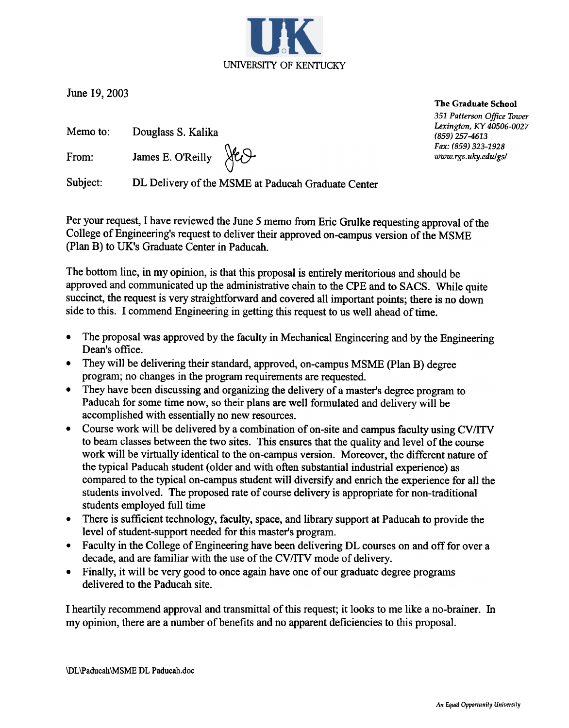UNIVERSITY OF KENTUCKY

June 19, 2003

**The Graduate School**
*351 Patterson Office Tower*
*Lexington, KY 40506-0027*
*(859) 257-4613*
*Fax: (859) 323-1928*
*www.rgs.uky.edu/gs/*

Memo to: Douglass S. Kalika

From: James E. O'Reilly

Subject: DL Delivery of the MSME at Paducah Graduate Center

Per your request, I have reviewed the June 5 memo from Eric Grulke requesting approval of the College of Engineering's request to deliver their approved on-campus version of the MSME (Plan B) to UK's Graduate Center in Paducah.

The bottom line, in my opinion, is that this proposal is entirely meritorious and should be approved and communicated up the administrative chain to the CPE and to SACS. While quite succinct, the request is very straightforward and covered all important points; there is no down side to this. I commend Engineering in getting this request to us well ahead of time.

- The proposal was approved by the faculty in Mechanical Engineering and by the Engineering Dean's office.
- They will be delivering their standard, approved, on-campus MSME (Plan B) degree program; no changes in the program requirements are requested.
- They have been discussing and organizing the delivery of a master's degree program to Paducah for some time now, so their plans are well formulated and delivery will be accomplished with essentially no new resources.
- Course work will be delivered by a combination of on-site and campus faculty using CV/ITV to beam classes between the two sites. This ensures that the quality and level of the course work will be virtually identical to the on-campus version. Moreover, the different nature of the typical Paducah student (older and with often substantial industrial experience) as compared to the typical on-campus student will diversify and enrich the experience for all the students involved. The proposed rate of course delivery is appropriate for non-traditional students employed full time
- There is sufficient technology, faculty, space, and library support at Paducah to provide the level of student-support needed for this master's program.
- Faculty in the College of Engineering have been delivering DL courses on and off for over a decade, and are familiar with the use of the CV/ITV mode of delivery.
- Finally, it will be very good to once again have one of our graduate degree programs delivered to the Paducah site.

I heartily recommend approval and transmittal of this request; it looks to me like a no-brainer. In my opinion, there are a number of benefits and no apparent deficiencies to this proposal.

\DL\Paducah\MSME DL Paducah.doc

*An Equal Opportunity University*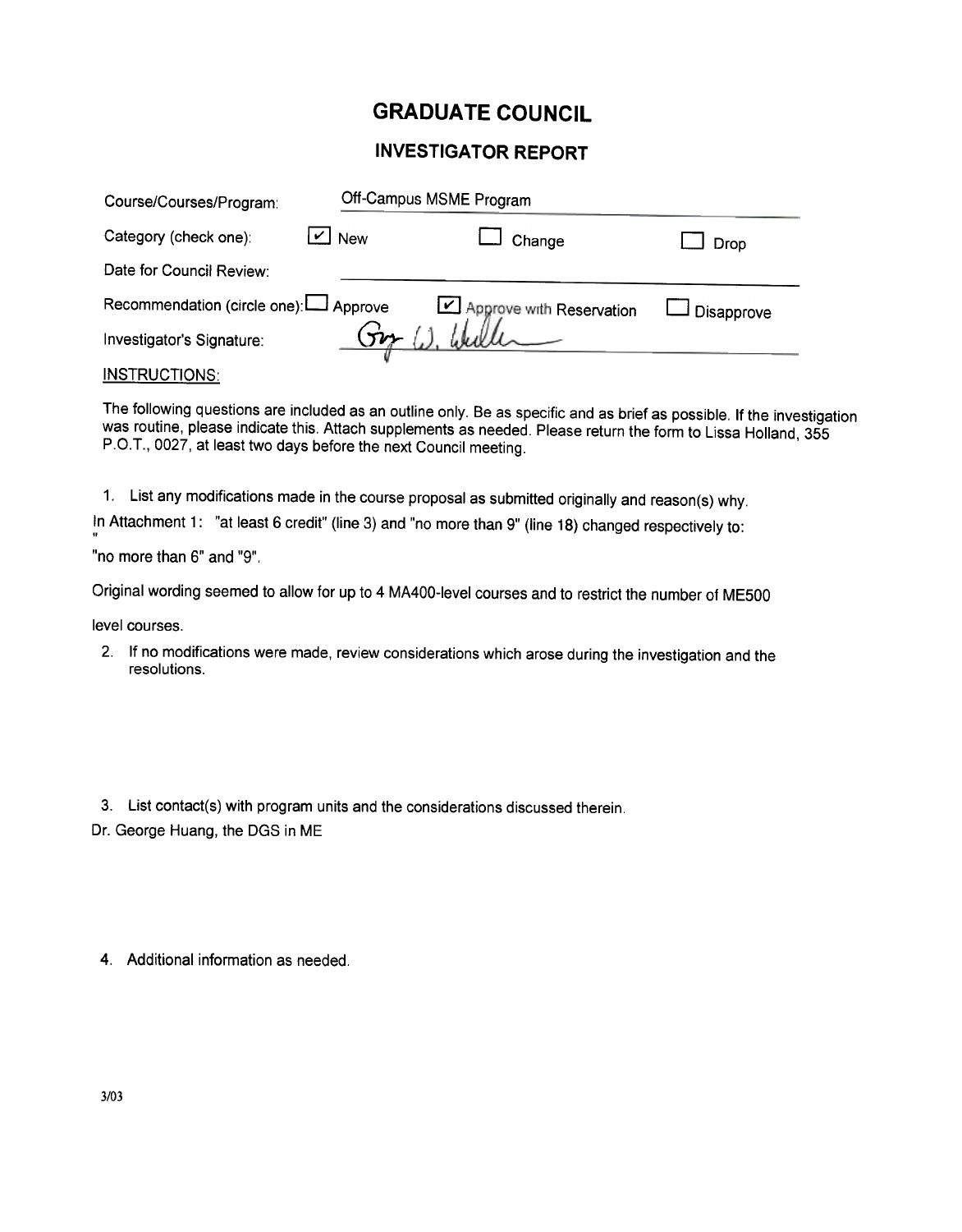# GRADUATE COUNCIL

## INVESTIGATOR REPORT

Course/Courses/Program: Off-Campus MSME Program

Category (check one): [x] New [ ] Change [ ] Drop

Date for Council Review:

Recommendation (circle one): [ ] Approve [x] Approve with Reservation [ ] Disapprove

Investigator's Signature: Gr W. Wells

INSTRUCTIONS:

The following questions are included as an outline only. Be as specific and as brief as possible. If the investigation was routine, please indicate this. Attach supplements as needed. Please return the form to Lissa Holland, 355 P.O.T., 0027, at least two days before the next Council meeting.

1. List any modifications made in the course proposal as submitted originally and reason(s) why.

In Attachment 1: "at least 6 credit" (line 3) and "no more than 9" (line 18) changed respectively to:
"

"no more than 6" and "9".

Original wording seemed to allow for up to 4 MA400-level courses and to restrict the number of ME500 level courses.

2. If no modifications were made, review considerations which arose during the investigation and the resolutions.

3. List contact(s) with program units and the considerations discussed therein.

Dr. George Huang, the DGS in ME

4. Additional information as needed.

3/03